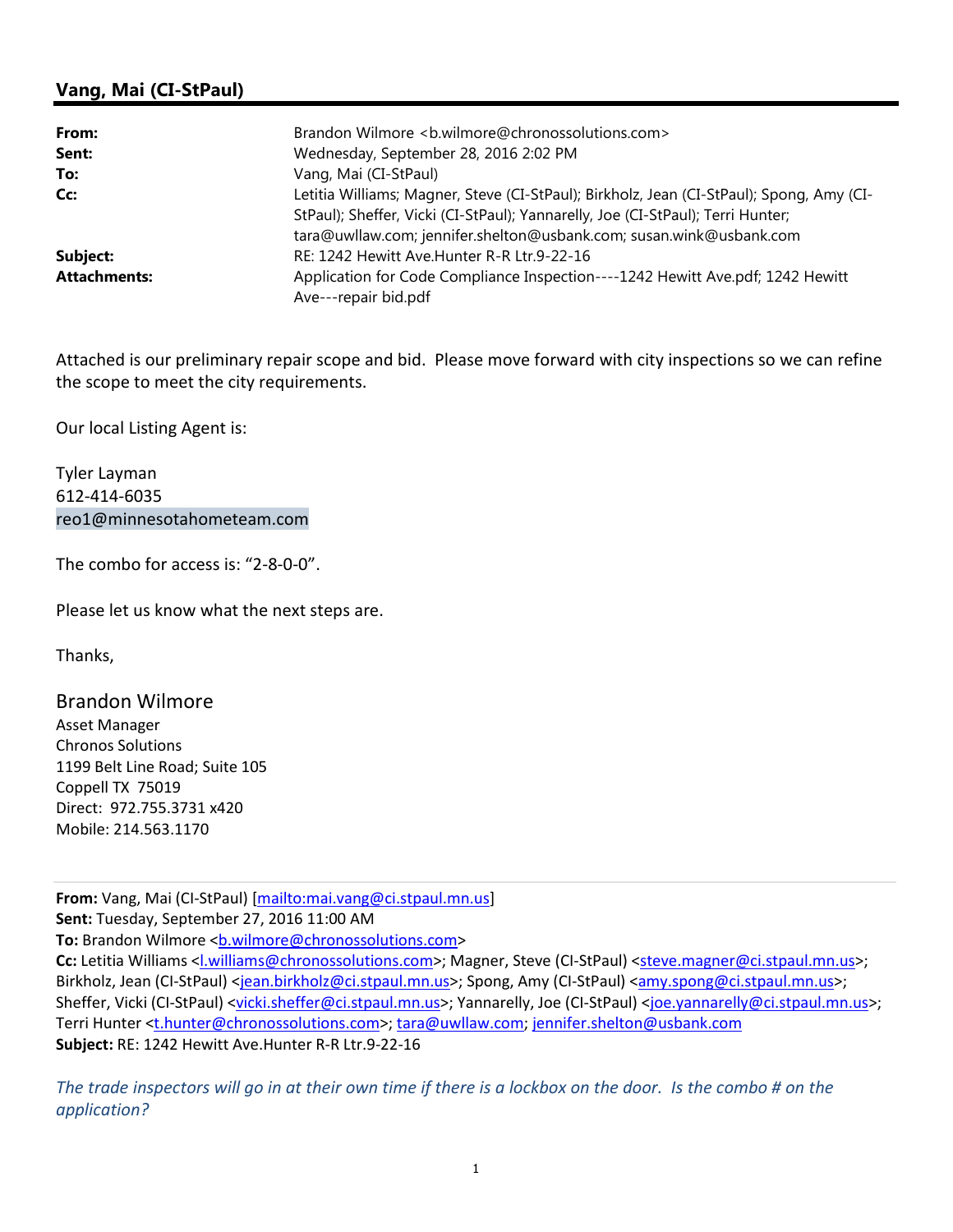## Vang, Mai (CI-StPaul)

| | |
|---|---|
| **From:** | Brandon Wilmore <b.wilmore@chronossolutions.com> |
| **Sent:** | Wednesday, September 28, 2016 2:02 PM |
| **To:** | Vang, Mai (CI-StPaul) |
| **Cc:** | Letitia Williams; Magner, Steve (CI-StPaul); Birkholz, Jean (CI-StPaul); Spong, Amy (CI-StPaul); Sheffer, Vicki (CI-StPaul); Yannarelly, Joe (CI-StPaul); Terri Hunter; tara@uwllaw.com; jennifer.shelton@usbank.com; susan.wink@usbank.com |
| **Subject:** | RE: 1242 Hewitt Ave.Hunter R-R Ltr.9-22-16 |
| **Attachments:** | Application for Code Compliance Inspection----1242 Hewitt Ave.pdf; 1242 Hewitt Ave---repair bid.pdf |

Attached is our preliminary repair scope and bid. Please move forward with city inspections so we can refine the scope to meet the city requirements.

Our local Listing Agent is:

Tyler Layman
612-414-6035
reo1@minnesotahometeam.com

The combo for access is: "2-8-0-0".

Please let us know what the next steps are.

Thanks,

Brandon Wilmore
Asset Manager
Chronos Solutions
1199 Belt Line Road; Suite 105
Coppell TX 75019
Direct: 972.755.3731 x420
Mobile: 214.563.1170

---

**From:** Vang, Mai (CI-StPaul) [mailto:mai.vang@ci.stpaul.mn.us]
**Sent:** Tuesday, September 27, 2016 11:00 AM
**To:** Brandon Wilmore <b.wilmore@chronossolutions.com>
**Cc:** Letitia Williams <l.williams@chronossolutions.com>; Magner, Steve (CI-StPaul) <steve.magner@ci.stpaul.mn.us>; Birkholz, Jean (CI-StPaul) <jean.birkholz@ci.stpaul.mn.us>; Spong, Amy (CI-StPaul) <amy.spong@ci.stpaul.mn.us>; Sheffer, Vicki (CI-StPaul) <vicki.sheffer@ci.stpaul.mn.us>; Yannarelly, Joe (CI-StPaul) <joe.yannarelly@ci.stpaul.mn.us>; Terri Hunter <t.hunter@chronossolutions.com>; tara@uwllaw.com; jennifer.shelton@usbank.com
**Subject:** RE: 1242 Hewitt Ave.Hunter R-R Ltr.9-22-16

*The trade inspectors will go in at their own time if there is a lockbox on the door. Is the combo # on the application?*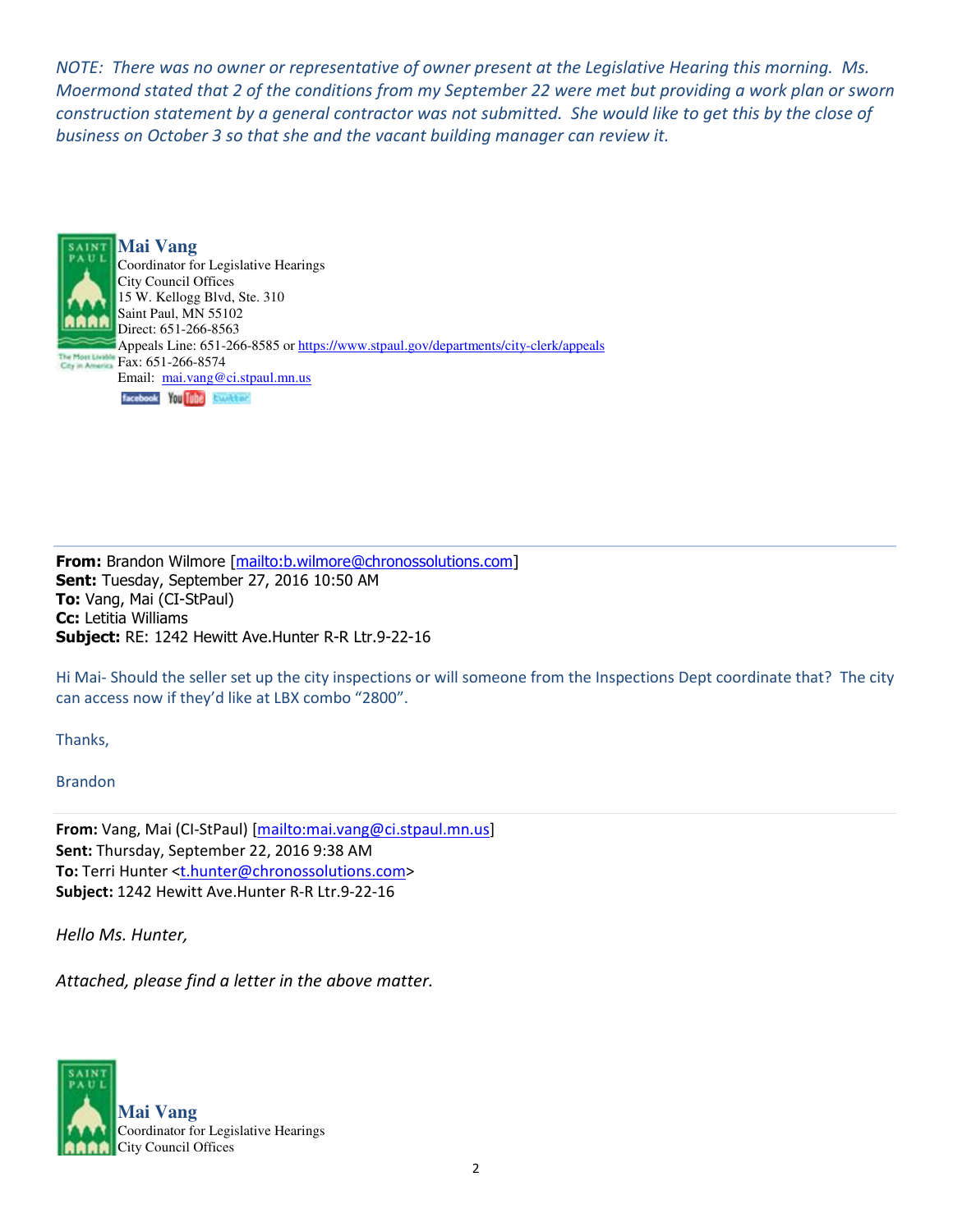*NOTE: There was no owner or representative of owner present at the Legislative Hearing this morning. Ms. Moermond stated that 2 of the conditions from my September 22 were met but providing a work plan or sworn construction statement by a general contractor was not submitted. She would like to get this by the close of business on October 3 so that she and the vacant building manager can review it.*

**Mai Vang**
Coordinator for Legislative Hearings
City Council Offices
15 W. Kellogg Blvd, Ste. 310
Saint Paul, MN 55102
Direct: 651-266-8563
Appeals Line: 651-266-8585 or https://www.stpaul.gov/departments/city-clerk/appeals
Fax: 651-266-8574
Email: mai.vang@ci.stpaul.mn.us

---

**From:** Brandon Wilmore [mailto:b.wilmore@chronossolutions.com]
**Sent:** Tuesday, September 27, 2016 10:50 AM
**To:** Vang, Mai (CI-StPaul)
**Cc:** Letitia Williams
**Subject:** RE: 1242 Hewitt Ave.Hunter R-R Ltr.9-22-16

Hi Mai- Should the seller set up the city inspections or will someone from the Inspections Dept coordinate that? The city can access now if they'd like at LBX combo "2800".

Thanks,

Brandon

---

**From:** Vang, Mai (CI-StPaul) [mailto:mai.vang@ci.stpaul.mn.us]
**Sent:** Thursday, September 22, 2016 9:38 AM
**To:** Terri Hunter <t.hunter@chronossolutions.com>
**Subject:** 1242 Hewitt Ave.Hunter R-R Ltr.9-22-16

*Hello Ms. Hunter,*

*Attached, please find a letter in the above matter.*

**Mai Vang**
Coordinator for Legislative Hearings
City Council Offices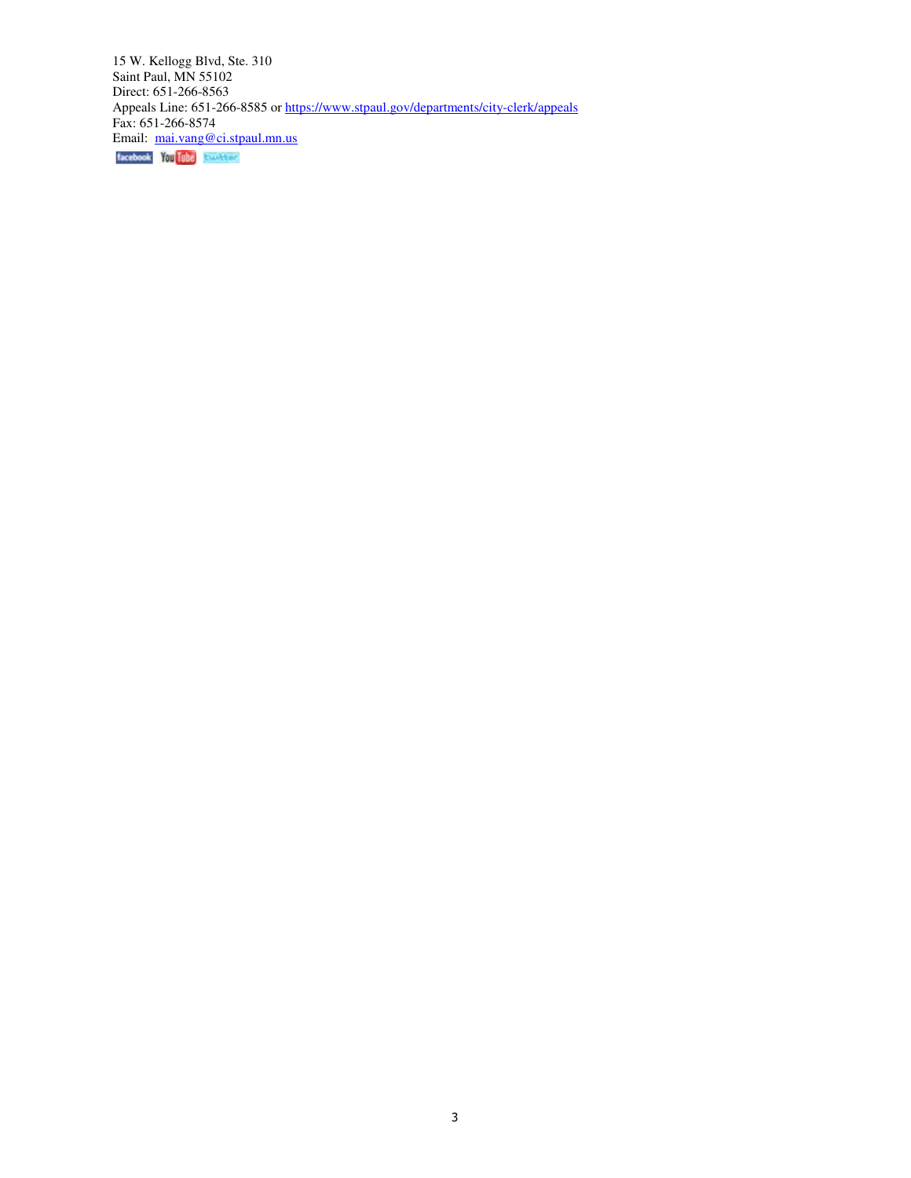15 W. Kellogg Blvd, Ste. 310
Saint Paul, MN 55102
Direct: 651-266-8563
Appeals Line: 651-266-8585 or https://www.stpaul.gov/departments/city-clerk/appeals
Fax: 651-266-8574
Email: mai.vang@ci.stpaul.mn.us